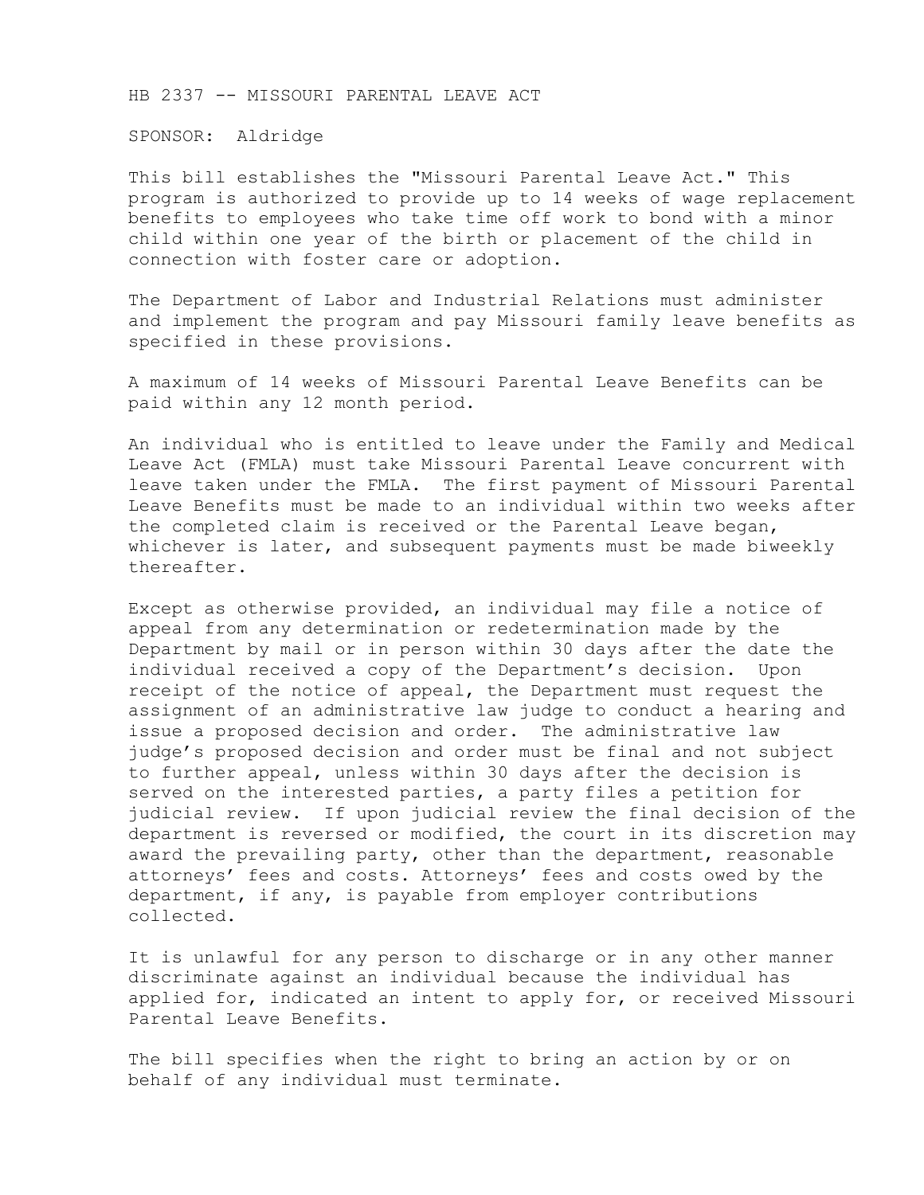HB 2337 -- MISSOURI PARENTAL LEAVE ACT

SPONSOR: Aldridge

This bill establishes the "Missouri Parental Leave Act." This program is authorized to provide up to 14 weeks of wage replacement benefits to employees who take time off work to bond with a minor child within one year of the birth or placement of the child in connection with foster care or adoption.

The Department of Labor and Industrial Relations must administer and implement the program and pay Missouri family leave benefits as specified in these provisions.

A maximum of 14 weeks of Missouri Parental Leave Benefits can be paid within any 12 month period.

An individual who is entitled to leave under the Family and Medical Leave Act (FMLA) must take Missouri Parental Leave concurrent with leave taken under the FMLA. The first payment of Missouri Parental Leave Benefits must be made to an individual within two weeks after the completed claim is received or the Parental Leave began, whichever is later, and subsequent payments must be made biweekly thereafter.

Except as otherwise provided, an individual may file a notice of appeal from any determination or redetermination made by the Department by mail or in person within 30 days after the date the individual received a copy of the Department's decision. Upon receipt of the notice of appeal, the Department must request the assignment of an administrative law judge to conduct a hearing and issue a proposed decision and order. The administrative law judge's proposed decision and order must be final and not subject to further appeal, unless within 30 days after the decision is served on the interested parties, a party files a petition for judicial review. If upon judicial review the final decision of the department is reversed or modified, the court in its discretion may award the prevailing party, other than the department, reasonable attorneys' fees and costs. Attorneys' fees and costs owed by the department, if any, is payable from employer contributions collected.

It is unlawful for any person to discharge or in any other manner discriminate against an individual because the individual has applied for, indicated an intent to apply for, or received Missouri Parental Leave Benefits.

The bill specifies when the right to bring an action by or on behalf of any individual must terminate.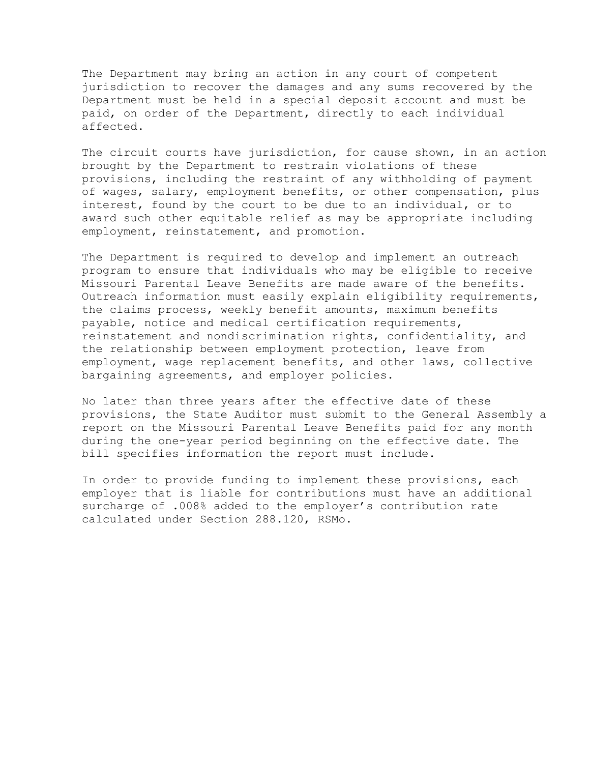The Department may bring an action in any court of competent jurisdiction to recover the damages and any sums recovered by the Department must be held in a special deposit account and must be paid, on order of the Department, directly to each individual affected.

The circuit courts have jurisdiction, for cause shown, in an action brought by the Department to restrain violations of these provisions, including the restraint of any withholding of payment of wages, salary, employment benefits, or other compensation, plus interest, found by the court to be due to an individual, or to award such other equitable relief as may be appropriate including employment, reinstatement, and promotion.

The Department is required to develop and implement an outreach program to ensure that individuals who may be eligible to receive Missouri Parental Leave Benefits are made aware of the benefits. Outreach information must easily explain eligibility requirements, the claims process, weekly benefit amounts, maximum benefits payable, notice and medical certification requirements, reinstatement and nondiscrimination rights, confidentiality, and the relationship between employment protection, leave from employment, wage replacement benefits, and other laws, collective bargaining agreements, and employer policies.

No later than three years after the effective date of these provisions, the State Auditor must submit to the General Assembly a report on the Missouri Parental Leave Benefits paid for any month during the one-year period beginning on the effective date. The bill specifies information the report must include.

In order to provide funding to implement these provisions, each employer that is liable for contributions must have an additional surcharge of .008% added to the employer's contribution rate calculated under Section 288.120, RSMo.